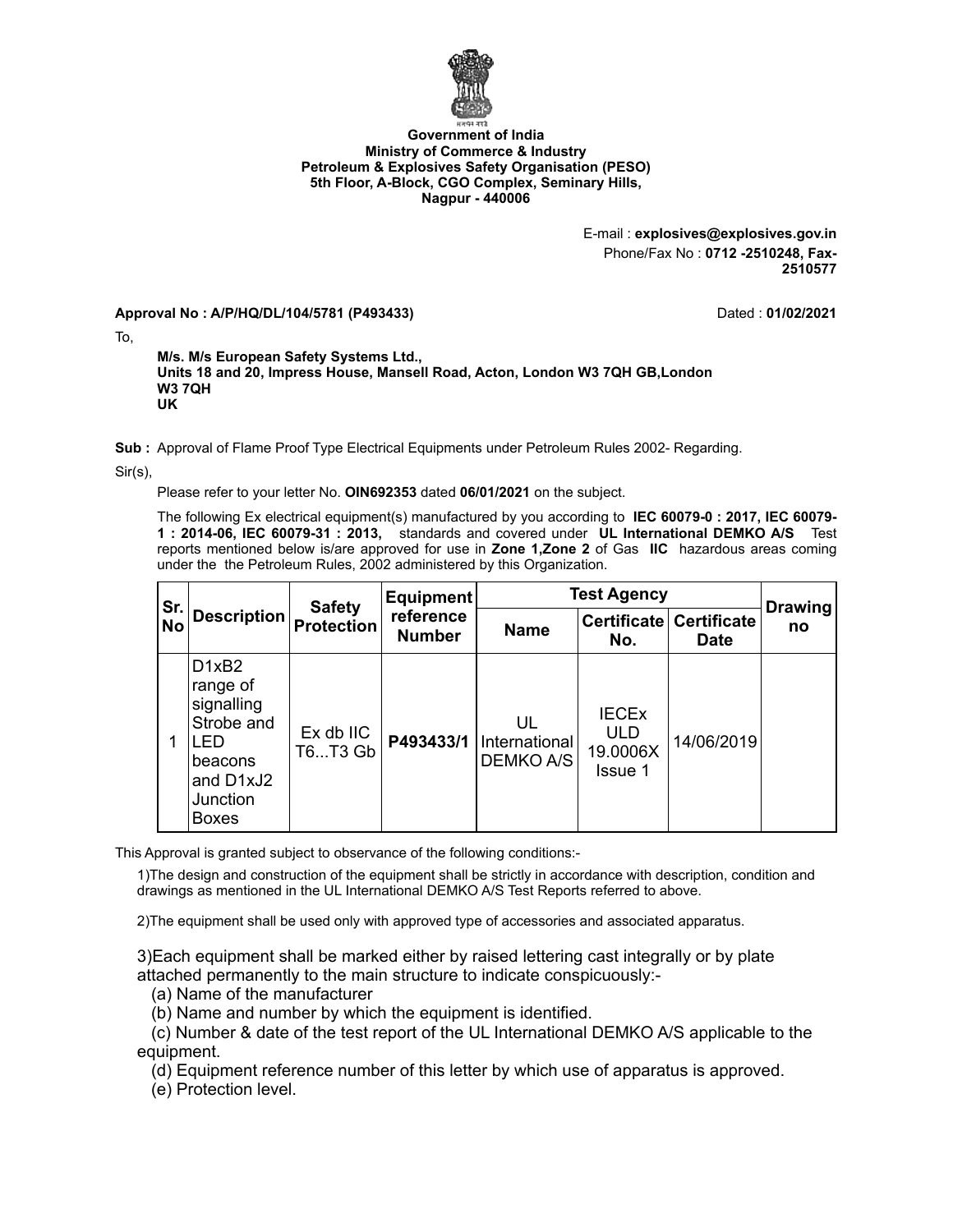Government of India
Ministry of Commerce & Industry
Petroleum & Explosives Safety Organisation (PESO)
5th Floor, A-Block, CGO Complex, Seminary Hills,
Nagpur - 440006

E-mail : **explosives@explosives.gov.in**
Phone/Fax No : **0712 -2510248, Fax-2510577**

**Approval No : A/P/HQ/DL/104/5781 (P493433)** Dated : **01/02/2021**

To,

**M/s. M/s European Safety Systems Ltd.,**
**Units 18 and 20, Impress House, Mansell Road, Acton, London W3 7QH GB,London W3 7QH**
**UK**

**Sub :** Approval of Flame Proof Type Electrical Equipments under Petroleum Rules 2002- Regarding.

Sir(s),

Please refer to your letter No. **OIN692353** dated **06/01/2021** on the subject.

The following Ex electrical equipment(s) manufactured by you according to **IEC 60079-0 : 2017, IEC 60079-1 : 2014-06, IEC 60079-31 : 2013,** standards and covered under **UL International DEMKO A/S** Test reports mentioned below is/are approved for use in **Zone 1,Zone 2** of Gas **IIC** hazardous areas coming under the the Petroleum Rules, 2002 administered by this Organization.

| Sr. No | Description | Safety Protection | Equipment reference Number | Test Agency | | | Drawing no |
|---|---|---|---|---|---|---|---|
| | | | | Name | Certificate No. | Certificate Date | |
| 1 | D1xB2 range of signalling Strobe and LED beacons and D1xJ2 Junction Boxes | Ex db IIC T6...T3 Gb | **P493433/1** | UL International DEMKO A/S | IECEx ULD 19.0006X Issue 1 | 14/06/2019 | |

This Approval is granted subject to observance of the following conditions:-

1)The design and construction of the equipment shall be strictly in accordance with description, condition and drawings as mentioned in the UL International DEMKO A/S Test Reports referred to above.

2)The equipment shall be used only with approved type of accessories and associated apparatus.

3)Each equipment shall be marked either by raised lettering cast integrally or by plate attached permanently to the main structure to indicate conspicuously:-

(a) Name of the manufacturer

(b) Name and number by which the equipment is identified.

(c) Number & date of the test report of the UL International DEMKO A/S applicable to the equipment.

(d) Equipment reference number of this letter by which use of apparatus is approved.

(e) Protection level.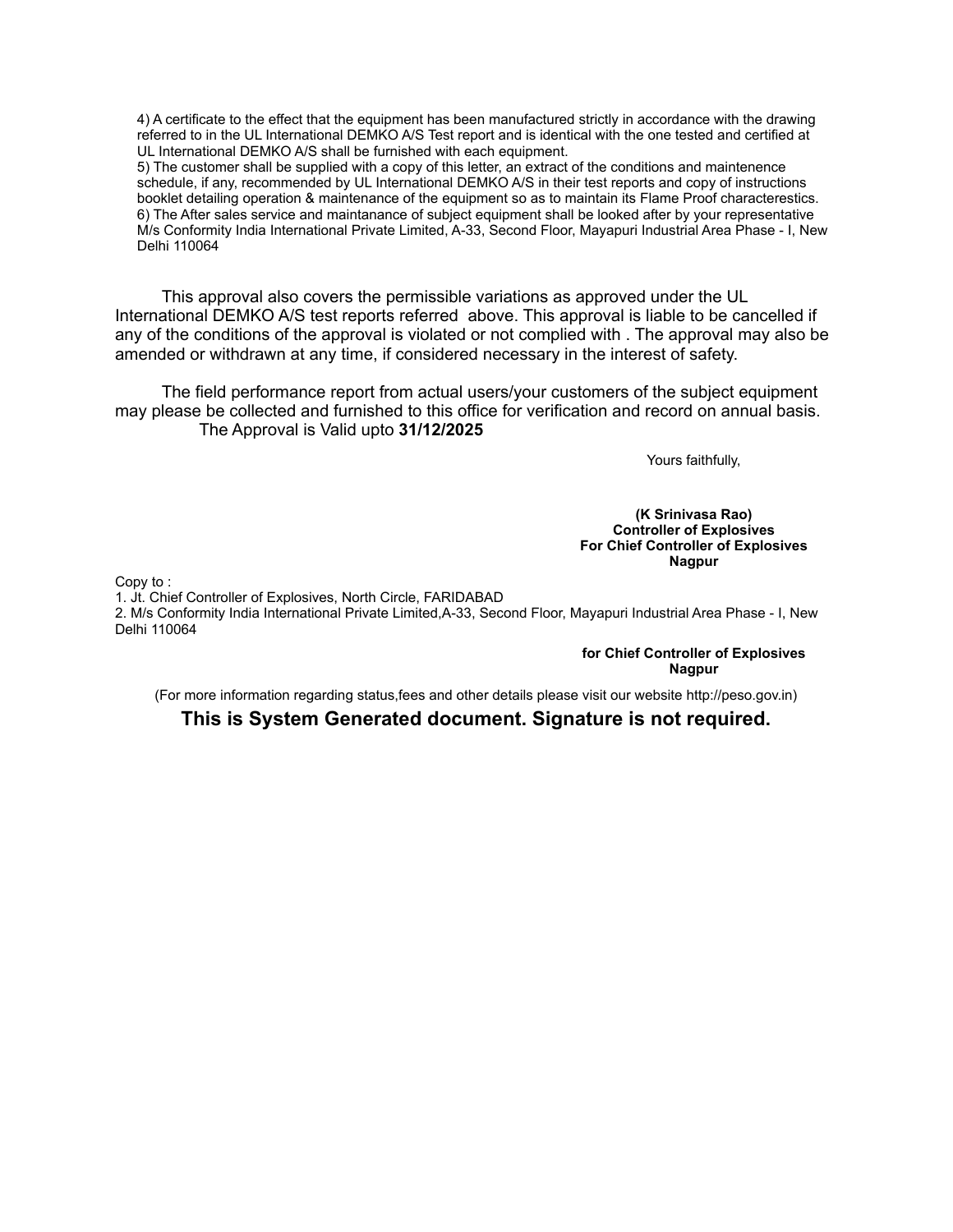4) A certificate to the effect that the equipment has been manufactured strictly in accordance with the drawing referred to in the UL International DEMKO A/S Test report and is identical with the one tested and certified at UL International DEMKO A/S shall be furnished with each equipment.

5) The customer shall be supplied with a copy of this letter, an extract of the conditions and maintenence schedule, if any, recommended by UL International DEMKO A/S in their test reports and copy of instructions booklet detailing operation & maintenance of the equipment so as to maintain its Flame Proof characterestics.

6) The After sales service and maintanance of subject equipment shall be looked after by your representative M/s Conformity India International Private Limited, A-33, Second Floor, Mayapuri Industrial Area Phase - I, New Delhi 110064

This approval also covers the permissible variations as approved under the UL International DEMKO A/S test reports referred above. This approval is liable to be cancelled if any of the conditions of the approval is violated or not complied with . The approval may also be amended or withdrawn at any time, if considered necessary in the interest of safety.

The field performance report from actual users/your customers of the subject equipment may please be collected and furnished to this office for verification and record on annual basis.

The Approval is Valid upto **31/12/2025**

Yours faithfully,

**(K Srinivasa Rao)**
**Controller of Explosives**
**For Chief Controller of Explosives**
**Nagpur**

Copy to :

1. Jt. Chief Controller of Explosives, North Circle, FARIDABAD
2. M/s Conformity India International Private Limited,A-33, Second Floor, Mayapuri Industrial Area Phase - I, New Delhi 110064

**for Chief Controller of Explosives**
**Nagpur**

(For more information regarding status,fees and other details please visit our website http://peso.gov.in)

**This is System Generated document. Signature is not required.**